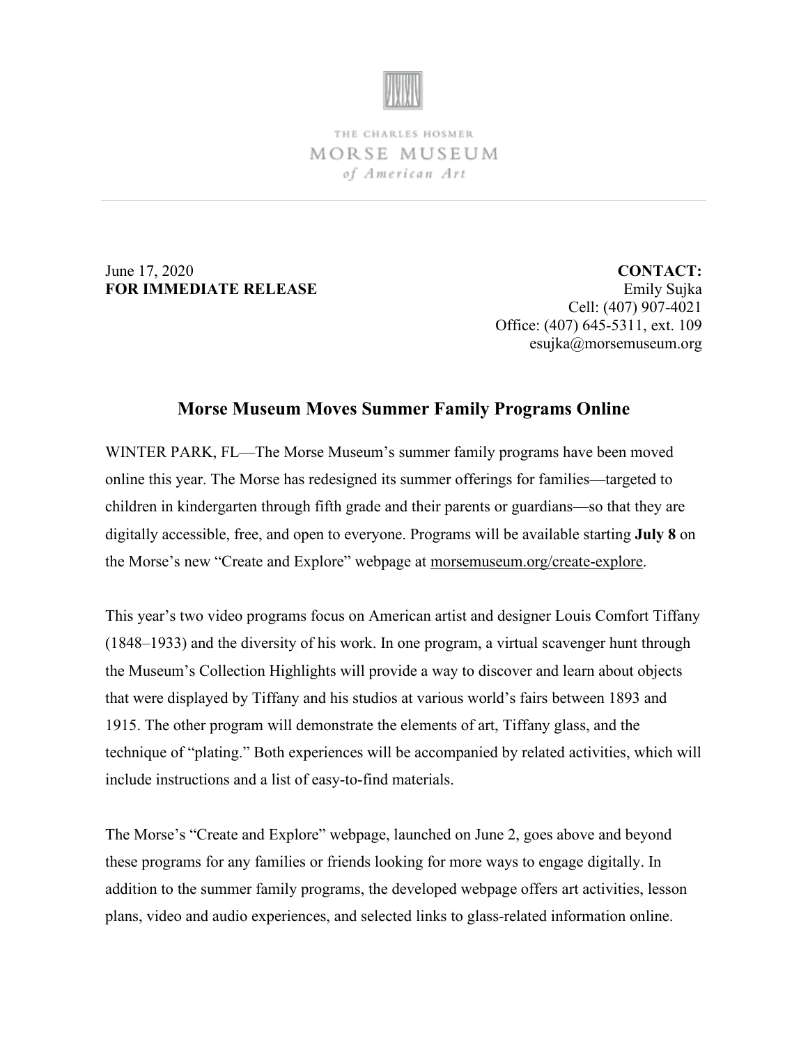THE CHARLES HOSMER
MORSE MUSEUM
*of American Art*

June 17, 2020
**FOR IMMEDIATE RELEASE**

**CONTACT:**
Emily Sujka
Cell: (407) 907-4021
Office: (407) 645-5311, ext. 109
esujka@morsemuseum.org

## Morse Museum Moves Summer Family Programs Online

WINTER PARK, FL—The Morse Museum's summer family programs have been moved online this year. The Morse has redesigned its summer offerings for families—targeted to children in kindergarten through fifth grade and their parents or guardians—so that they are digitally accessible, free, and open to everyone. Programs will be available starting **July 8** on the Morse's new "Create and Explore" webpage at morsemuseum.org/create-explore.

This year's two video programs focus on American artist and designer Louis Comfort Tiffany (1848–1933) and the diversity of his work. In one program, a virtual scavenger hunt through the Museum's Collection Highlights will provide a way to discover and learn about objects that were displayed by Tiffany and his studios at various world's fairs between 1893 and 1915. The other program will demonstrate the elements of art, Tiffany glass, and the technique of "plating." Both experiences will be accompanied by related activities, which will include instructions and a list of easy-to-find materials.

The Morse's "Create and Explore" webpage, launched on June 2, goes above and beyond these programs for any families or friends looking for more ways to engage digitally. In addition to the summer family programs, the developed webpage offers art activities, lesson plans, video and audio experiences, and selected links to glass-related information online.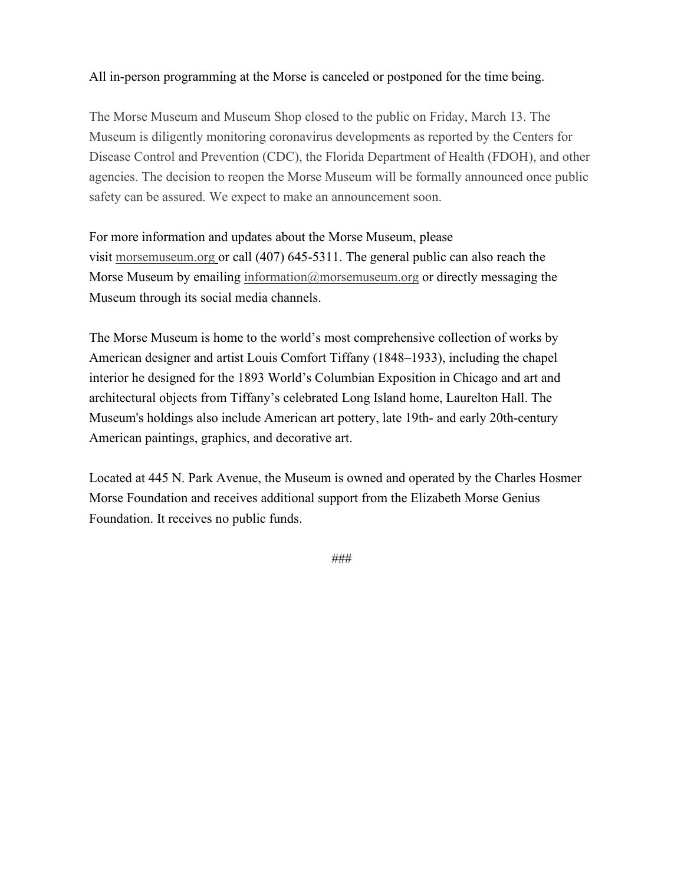All in-person programming at the Morse is canceled or postponed for the time being.

The Morse Museum and Museum Shop closed to the public on Friday, March 13. The Museum is diligently monitoring coronavirus developments as reported by the Centers for Disease Control and Prevention (CDC), the Florida Department of Health (FDOH), and other agencies. The decision to reopen the Morse Museum will be formally announced once public safety can be assured. We expect to make an announcement soon.

For more information and updates about the Morse Museum, please visit morsemuseum.org or call (407) 645-5311. The general public can also reach the Morse Museum by emailing information@morsemuseum.org or directly messaging the Museum through its social media channels.

The Morse Museum is home to the world's most comprehensive collection of works by American designer and artist Louis Comfort Tiffany (1848–1933), including the chapel interior he designed for the 1893 World's Columbian Exposition in Chicago and art and architectural objects from Tiffany's celebrated Long Island home, Laurelton Hall. The Museum's holdings also include American art pottery, late 19th- and early 20th-century American paintings, graphics, and decorative art.

Located at 445 N. Park Avenue, the Museum is owned and operated by the Charles Hosmer Morse Foundation and receives additional support from the Elizabeth Morse Genius Foundation. It receives no public funds.

###